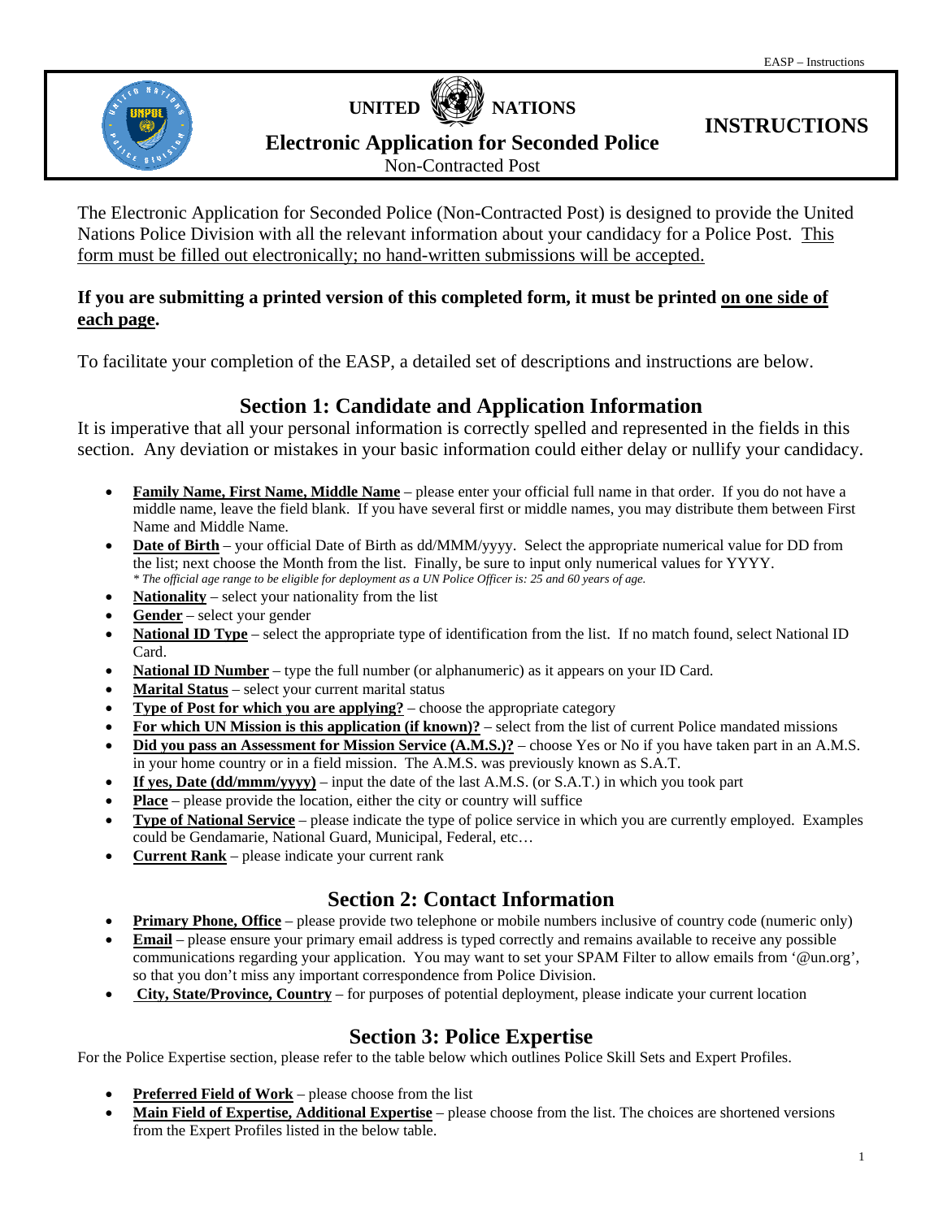# UNITED NATIONS

## Electronic Application for Seconded Police

Non-Contracted Post

**INSTRUCTIONS**

The Electronic Application for Seconded Police (Non-Contracted Post) is designed to provide the United Nations Police Division with all the relevant information about your candidacy for a Police Post. <u>This form must be filled out electronically; no hand-written submissions will be accepted.</u>

**If you are submitting a printed version of this completed form, it must be printed <u>on one side of each page</u>.**

To facilitate your completion of the EASP, a detailed set of descriptions and instructions are below.

## Section 1: Candidate and Application Information

It is imperative that all your personal information is correctly spelled and represented in the fields in this section. Any deviation or mistakes in your basic information could either delay or nullify your candidacy.

- **<u>Family Name, First Name, Middle Name</u>** – please enter your official full name in that order. If you do not have a middle name, leave the field blank. If you have several first or middle names, you may distribute them between First Name and Middle Name.
- **<u>Date of Birth</u>** – your official Date of Birth as dd/MMM/yyyy. Select the appropriate numerical value for DD from the list; next choose the Month from the list. Finally, be sure to input only numerical values for YYYY.
  *\* The official age range to be eligible for deployment as a UN Police Officer is: 25 and 60 years of age.*
- **<u>Nationality</u>** – select your nationality from the list
- **<u>Gender</u>** – select your gender
- **<u>National ID Type</u>** – select the appropriate type of identification from the list. If no match found, select National ID Card.
- **<u>National ID Number</u>** – type the full number (or alphanumeric) as it appears on your ID Card.
- **<u>Marital Status</u>** – select your current marital status
- **<u>Type of Post for which you are applying?</u>** – choose the appropriate category
- **<u>For which UN Mission is this application (if known)?</u>** – select from the list of current Police mandated missions
- **<u>Did you pass an Assessment for Mission Service (A.M.S.)?</u>** – choose Yes or No if you have taken part in an A.M.S. in your home country or in a field mission. The A.M.S. was previously known as S.A.T.
- **<u>If yes, Date (dd/mmm/yyyy)</u>** – input the date of the last A.M.S. (or S.A.T.) in which you took part
- **<u>Place</u>** – please provide the location, either the city or country will suffice
- **<u>Type of National Service</u>** – please indicate the type of police service in which you are currently employed. Examples could be Gendamarie, National Guard, Municipal, Federal, etc…
- **<u>Current Rank</u>** – please indicate your current rank

## Section 2: Contact Information

- **<u>Primary Phone, Office</u>** – please provide two telephone or mobile numbers inclusive of country code (numeric only)
- **<u>Email</u>** – please ensure your primary email address is typed correctly and remains available to receive any possible communications regarding your application. You may want to set your SPAM Filter to allow emails from '@un.org', so that you don't miss any important correspondence from Police Division.
- **<u>City, State/Province, Country</u>** – for purposes of potential deployment, please indicate your current location

## Section 3: Police Expertise

For the Police Expertise section, please refer to the table below which outlines Police Skill Sets and Expert Profiles.

- **<u>Preferred Field of Work</u>** – please choose from the list
- **<u>Main Field of Expertise, Additional Expertise</u>** – please choose from the list. The choices are shortened versions from the Expert Profiles listed in the below table.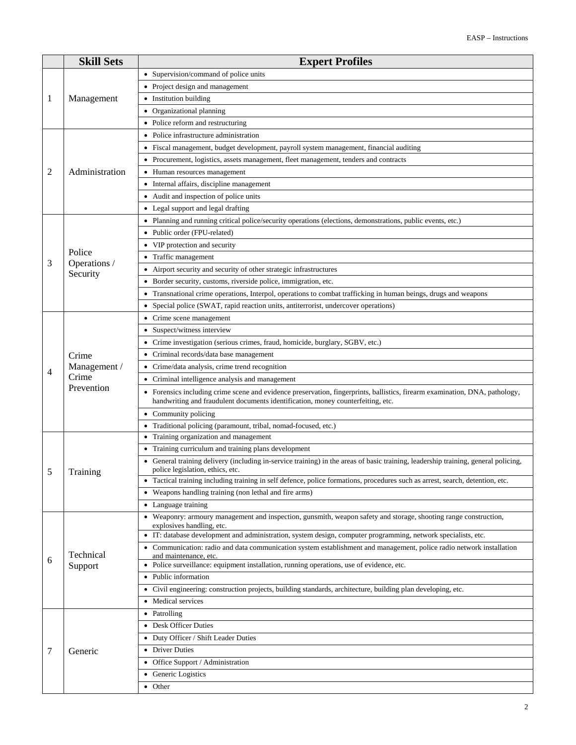| | Skill Sets | Expert Profiles |
|---|---|---|
| 1 | Management | • Supervision/command of police units |
| | | • Project design and management |
| | | • Institution building |
| | | • Organizational planning |
| | | • Police reform and restructuring |
| 2 | Administration | • Police infrastructure administration |
| | | • Fiscal management, budget development, payroll system management, financial auditing |
| | | • Procurement, logistics, assets management, fleet management, tenders and contracts |
| | | • Human resources management |
| | | • Internal affairs, discipline management |
| | | • Audit and inspection of police units |
| | | • Legal support and legal drafting |
| 3 | Police Operations / Security | • Planning and running critical police/security operations (elections, demonstrations, public events, etc.) |
| | | • Public order (FPU-related) |
| | | • VIP protection and security |
| | | • Traffic management |
| | | • Airport security and security of other strategic infrastructures |
| | | • Border security, customs, riverside police, immigration, etc. |
| | | • Transnational crime operations, Interpol, operations to combat trafficking in human beings, drugs and weapons |
| | | • Special police (SWAT, rapid reaction units, antiterrorist, undercover operations) |
| 4 | Crime Management / Crime Prevention | • Crime scene management |
| | | • Suspect/witness interview |
| | | • Crime investigation (serious crimes, fraud, homicide, burglary, SGBV, etc.) |
| | | • Criminal records/data base management |
| | | • Crime/data analysis, crime trend recognition |
| | | • Criminal intelligence analysis and management |
| | | • Forensics including crime scene and evidence preservation, fingerprints, ballistics, firearm examination, DNA, pathology, handwriting and fraudulent documents identification, money counterfeiting, etc. |
| | | • Community policing |
| | | • Traditional policing (paramount, tribal, nomad-focused, etc.) |
| 5 | Training | • Training organization and management |
| | | • Training curriculum and training plans development |
| | | • General training delivery (including in-service training) in the areas of basic training, leadership training, general policing, police legislation, ethics, etc. |
| | | • Tactical training including training in self defence, police formations, procedures such as arrest, search, detention, etc. |
| | | • Weapons handling training (non lethal and fire arms) |
| | | • Language training |
| 6 | Technical Support | • Weaponry: armoury management and inspection, gunsmith, weapon safety and storage, shooting range construction, explosives handling, etc. |
| | | • IT: database development and administration, system design, computer programming, network specialists, etc. |
| | | • Communication: radio and data communication system establishment and management, police radio network installation and maintenance, etc. |
| | | • Police surveillance: equipment installation, running operations, use of evidence, etc. |
| | | • Public information |
| | | • Civil engineering: construction projects, building standards, architecture, building plan developing, etc. |
| | | • Medical services |
| 7 | Generic | • Patrolling |
| | | • Desk Officer Duties |
| | | • Duty Officer / Shift Leader Duties |
| | | • Driver Duties |
| | | • Office Support / Administration |
| | | • Generic Logistics |
| | | • Other |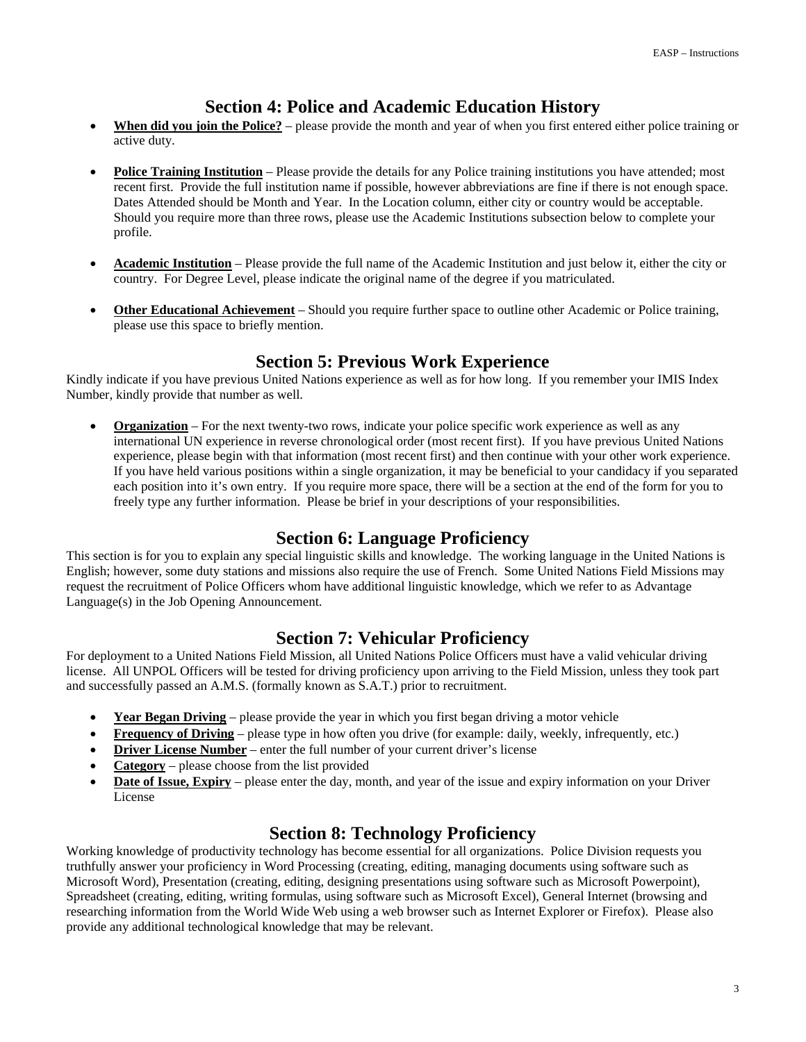## Section 4: Police and Academic Education History

- **When did you join the Police?** – please provide the month and year of when you first entered either police training or active duty.

- **Police Training Institution** – Please provide the details for any Police training institutions you have attended; most recent first. Provide the full institution name if possible, however abbreviations are fine if there is not enough space. Dates Attended should be Month and Year. In the Location column, either city or country would be acceptable. Should you require more than three rows, please use the Academic Institutions subsection below to complete your profile.

- **Academic Institution** – Please provide the full name of the Academic Institution and just below it, either the city or country. For Degree Level, please indicate the original name of the degree if you matriculated.

- **Other Educational Achievement** – Should you require further space to outline other Academic or Police training, please use this space to briefly mention.

## Section 5: Previous Work Experience

Kindly indicate if you have previous United Nations experience as well as for how long. If you remember your IMIS Index Number, kindly provide that number as well.

- **Organization** – For the next twenty-two rows, indicate your police specific work experience as well as any international UN experience in reverse chronological order (most recent first). If you have previous United Nations experience, please begin with that information (most recent first) and then continue with your other work experience. If you have held various positions within a single organization, it may be beneficial to your candidacy if you separated each position into it's own entry. If you require more space, there will be a section at the end of the form for you to freely type any further information. Please be brief in your descriptions of your responsibilities.

## Section 6: Language Proficiency

This section is for you to explain any special linguistic skills and knowledge. The working language in the United Nations is English; however, some duty stations and missions also require the use of French. Some United Nations Field Missions may request the recruitment of Police Officers whom have additional linguistic knowledge, which we refer to as Advantage Language(s) in the Job Opening Announcement.

## Section 7: Vehicular Proficiency

For deployment to a United Nations Field Mission, all United Nations Police Officers must have a valid vehicular driving license. All UNPOL Officers will be tested for driving proficiency upon arriving to the Field Mission, unless they took part and successfully passed an A.M.S. (formally known as S.A.T.) prior to recruitment.

- **Year Began Driving** – please provide the year in which you first began driving a motor vehicle
- **Frequency of Driving** – please type in how often you drive (for example: daily, weekly, infrequently, etc.)
- **Driver License Number** – enter the full number of your current driver's license
- **Category** – please choose from the list provided
- **Date of Issue, Expiry** – please enter the day, month, and year of the issue and expiry information on your Driver License

## Section 8: Technology Proficiency

Working knowledge of productivity technology has become essential for all organizations. Police Division requests you truthfully answer your proficiency in Word Processing (creating, editing, managing documents using software such as Microsoft Word), Presentation (creating, editing, designing presentations using software such as Microsoft Powerpoint), Spreadsheet (creating, editing, writing formulas, using software such as Microsoft Excel), General Internet (browsing and researching information from the World Wide Web using a web browser such as Internet Explorer or Firefox). Please also provide any additional technological knowledge that may be relevant.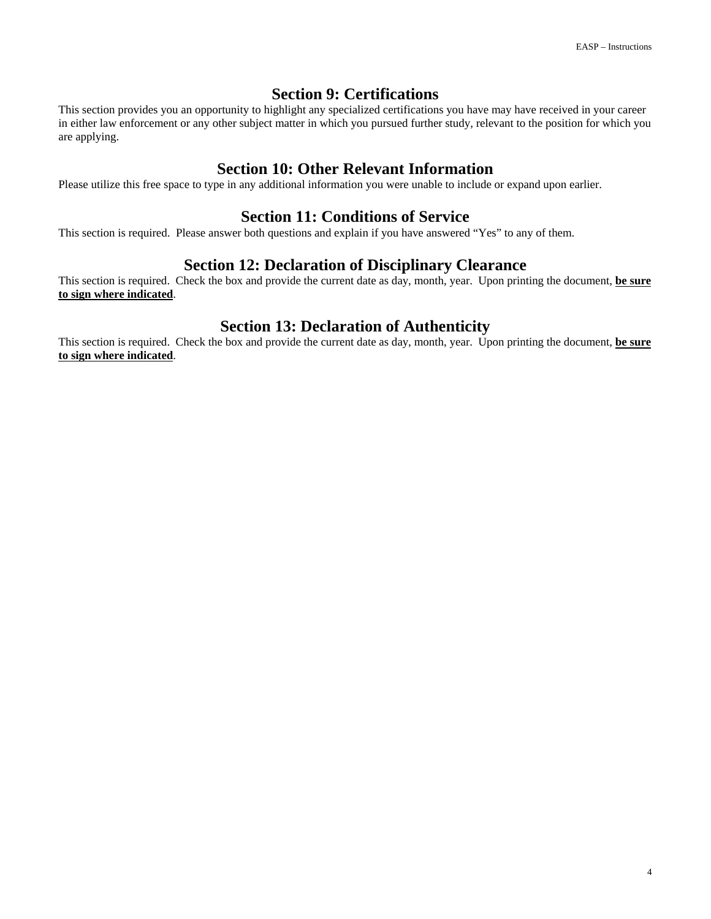## Section 9: Certifications

This section provides you an opportunity to highlight any specialized certifications you have may have received in your career in either law enforcement or any other subject matter in which you pursued further study, relevant to the position for which you are applying.

## Section 10: Other Relevant Information

Please utilize this free space to type in any additional information you were unable to include or expand upon earlier.

## Section 11: Conditions of Service

This section is required. Please answer both questions and explain if you have answered "Yes" to any of them.

## Section 12: Declaration of Disciplinary Clearance

This section is required. Check the box and provide the current date as day, month, year. Upon printing the document, **be sure to sign where indicated**.

## Section 13: Declaration of Authenticity

This section is required. Check the box and provide the current date as day, month, year. Upon printing the document, **be sure to sign where indicated**.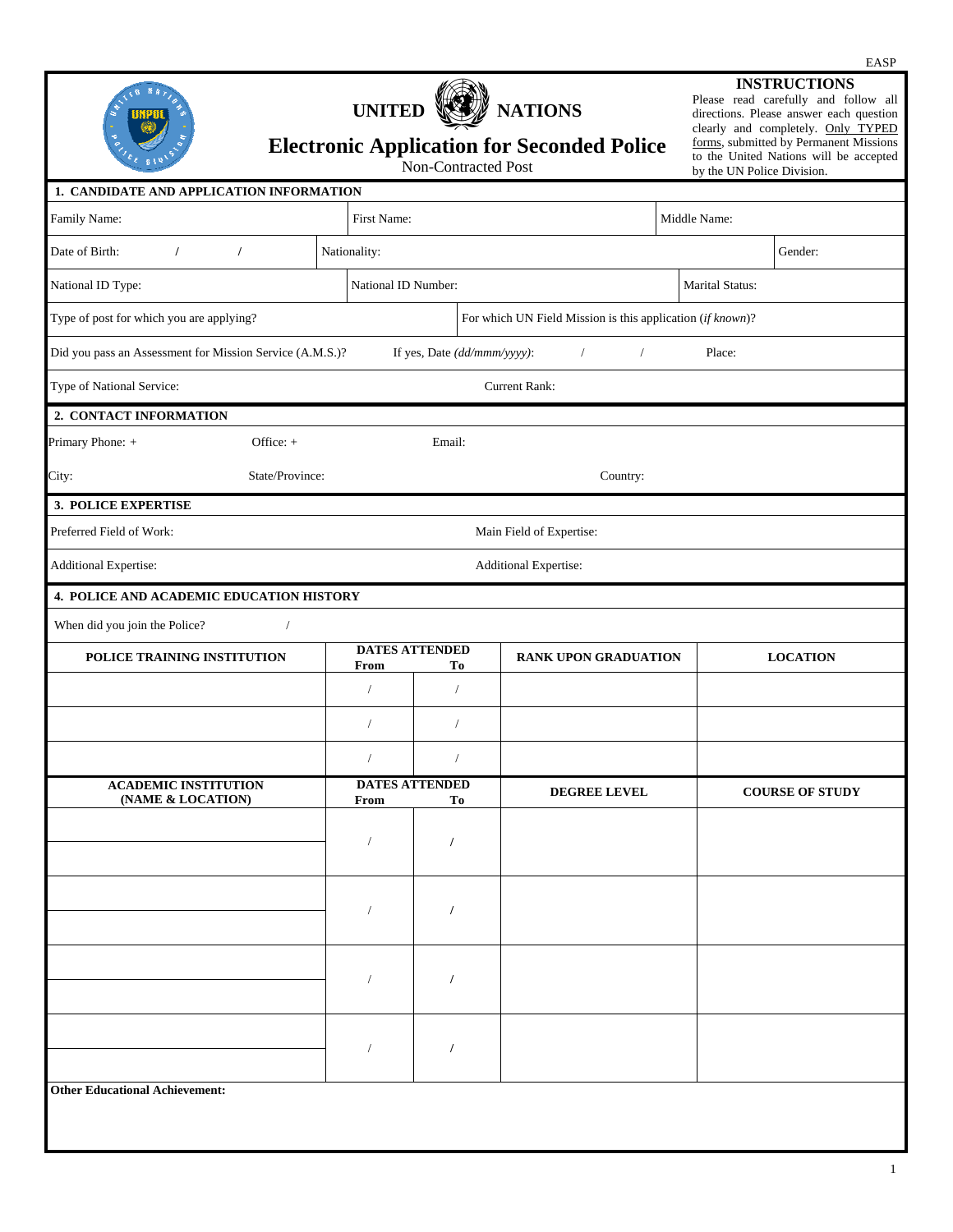EASP

UNITED NATIONS

# Electronic Application for Seconded Police

Non-Contracted Post

**INSTRUCTIONS**

Please read carefully and follow all directions. Please answer each question clearly and completely. Only TYPED forms, submitted by Permanent Missions to the United Nations will be accepted by the UN Police Division.

## 1. CANDIDATE AND APPLICATION INFORMATION

Family Name: | First Name: | Middle Name:

Date of Birth: / / | Nationality: | Gender:

National ID Type: | National ID Number: | Marital Status:

Type of post for which you are applying? | For which UN Field Mission is this application (*if known*)?

Did you pass an Assessment for Mission Service (A.M.S.)? If yes, Date (*dd/mmm/yyyy*): / / Place:

Type of National Service: Current Rank:

## 2. CONTACT INFORMATION

Primary Phone: + Office: + Email:

City: State/Province: Country:

## 3. POLICE EXPERTISE

Preferred Field of Work: Main Field of Expertise:

Additional Expertise: Additional Expertise:

## 4. POLICE AND ACADEMIC EDUCATION HISTORY

When did you join the Police? /

| POLICE TRAINING INSTITUTION | DATES ATTENDED From | To | RANK UPON GRADUATION | LOCATION |
|---|---|---|---|---|
| | / | / | | |
| | / | / | | |
| | / | / | | |

| ACADEMIC INSTITUTION (NAME & LOCATION) | DATES ATTENDED From | To | DEGREE LEVEL | COURSE OF STUDY |
|---|---|---|---|---|
| | / | / | | |
| | / | / | | |
| | / | / | | |
| | / | / | | |

**Other Educational Achievement:**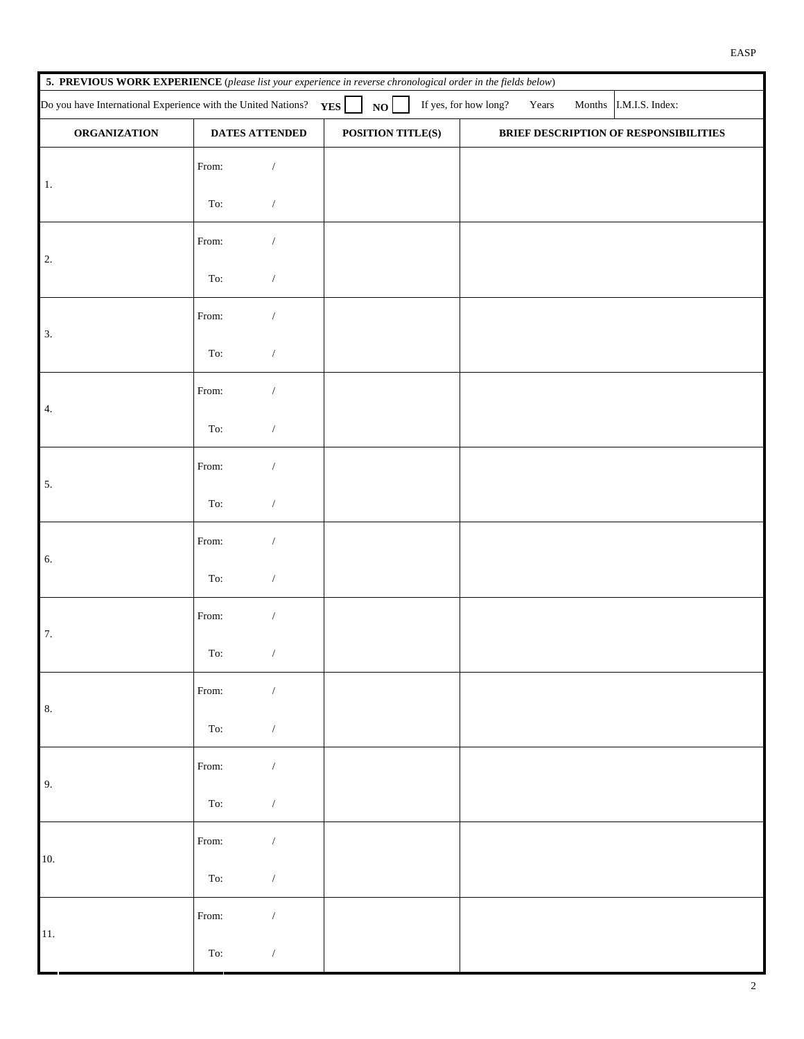**5. PREVIOUS WORK EXPERIENCE** (*please list your experience in reverse chronological order in the fields below*)

Do you have International Experience with the United Nations? **YES** ☐ **NO** ☐ If yes, for how long? Years Months I.M.I.S. Index:

| ORGANIZATION | DATES ATTENDED | POSITION TITLE(S) | BRIEF DESCRIPTION OF RESPONSIBILITIES |
|---|---|---|---|
| 1. | From: / <br> To: / | | |
| 2. | From: / <br> To: / | | |
| 3. | From: / <br> To: / | | |
| 4. | From: / <br> To: / | | |
| 5. | From: / <br> To: / | | |
| 6. | From: / <br> To: / | | |
| 7. | From: / <br> To: / | | |
| 8. | From: / <br> To: / | | |
| 9. | From: / <br> To: / | | |
| 10. | From: / <br> To: / | | |
| 11. | From: / <br> To: / | | |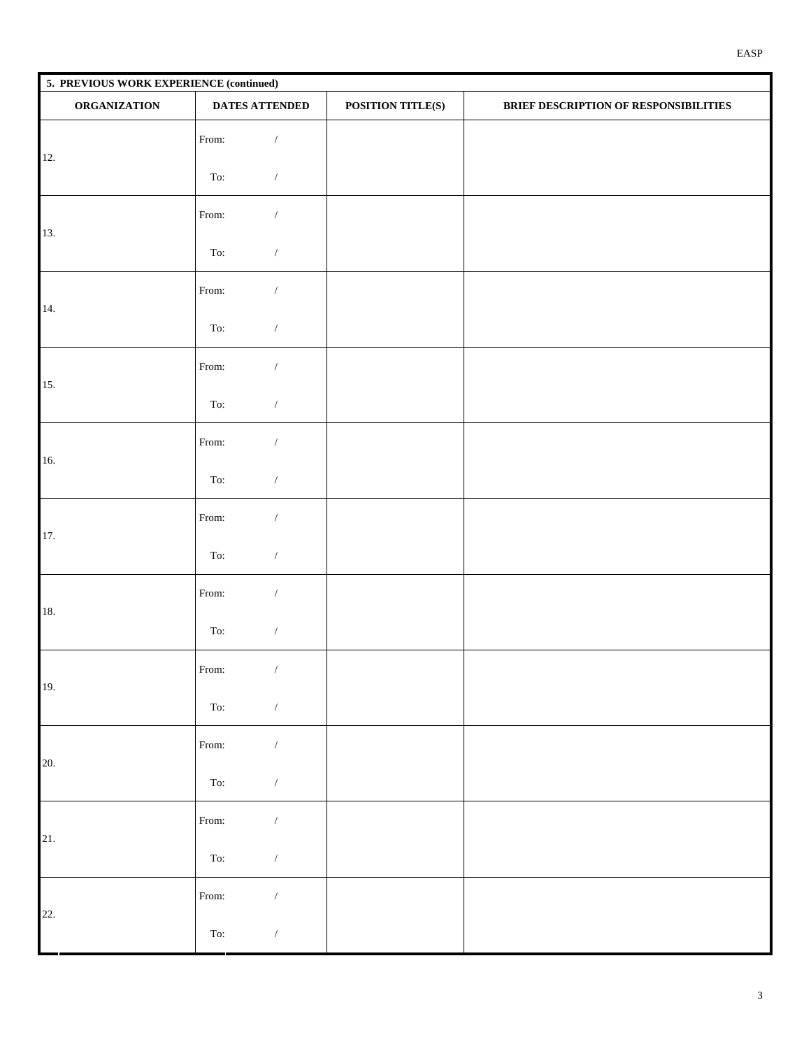| 5. PREVIOUS WORK EXPERIENCE (continued) | | | |
|---|---|---|---|
| **ORGANIZATION** | **DATES ATTENDED** | **POSITION TITLE(S)** | **BRIEF DESCRIPTION OF RESPONSIBILITIES** |
| 12. | From: / <br> To: / | | |
| 13. | From: / <br> To: / | | |
| 14. | From: / <br> To: / | | |
| 15. | From: / <br> To: / | | |
| 16. | From: / <br> To: / | | |
| 17. | From: / <br> To: / | | |
| 18. | From: / <br> To: / | | |
| 19. | From: / <br> To: / | | |
| 20. | From: / <br> To: / | | |
| 21. | From: / <br> To: / | | |
| 22. | From: / <br> To: / | | |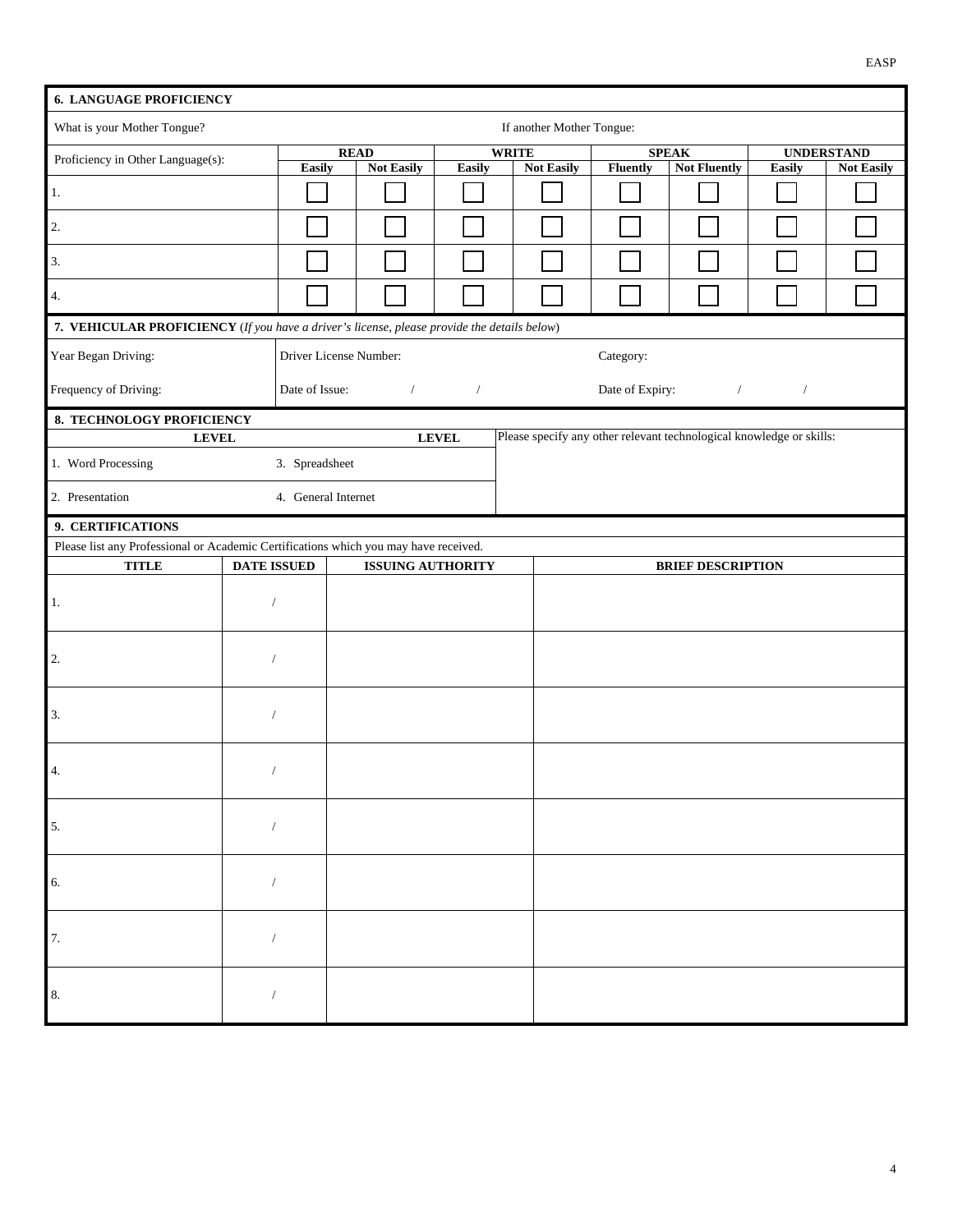## 6. LANGUAGE PROFICIENCY

What is your Mother Tongue? If another Mother Tongue:

| Proficiency in Other Language(s): | READ | | WRITE | | SPEAK | | UNDERSTAND | |
|---|---|---|---|---|---|---|---|---|
| | Easily | Not Easily | Easily | Not Easily | Fluently | Not Fluently | Easily | Not Easily |
| 1. | ☐ | ☐ | ☐ | ☐ | ☐ | ☐ | ☐ | ☐ |
| 2. | ☐ | ☐ | ☐ | ☐ | ☐ | ☐ | ☐ | ☐ |
| 3. | ☐ | ☐ | ☐ | ☐ | ☐ | ☐ | ☐ | ☐ |
| 4. | ☐ | ☐ | ☐ | ☐ | ☐ | ☐ | ☐ | ☐ |

## 7. VEHICULAR PROFICIENCY (*If you have a driver's license, please provide the details below*)

| | | |
|---|---|---|
| Year Began Driving: | Driver License Number: | Category: |
| Frequency of Driving: | Date of Issue: / / | Date of Expiry: / / |

## 8. TECHNOLOGY PROFICIENCY

| | LEVEL | | LEVEL | Please specify any other relevant technological knowledge or skills: |
|---|---|---|---|---|
| 1. Word Processing | | 3. Spreadsheet | | |
| 2. Presentation | | 4. General Internet | | |

## 9. CERTIFICATIONS

Please list any Professional or Academic Certifications which you may have received.

| TITLE | DATE ISSUED | ISSUING AUTHORITY | BRIEF DESCRIPTION |
|---|---|---|---|
| 1. | / | | |
| 2. | / | | |
| 3. | / | | |
| 4. | / | | |
| 5. | / | | |
| 6. | / | | |
| 7. | / | | |
| 8. | / | | |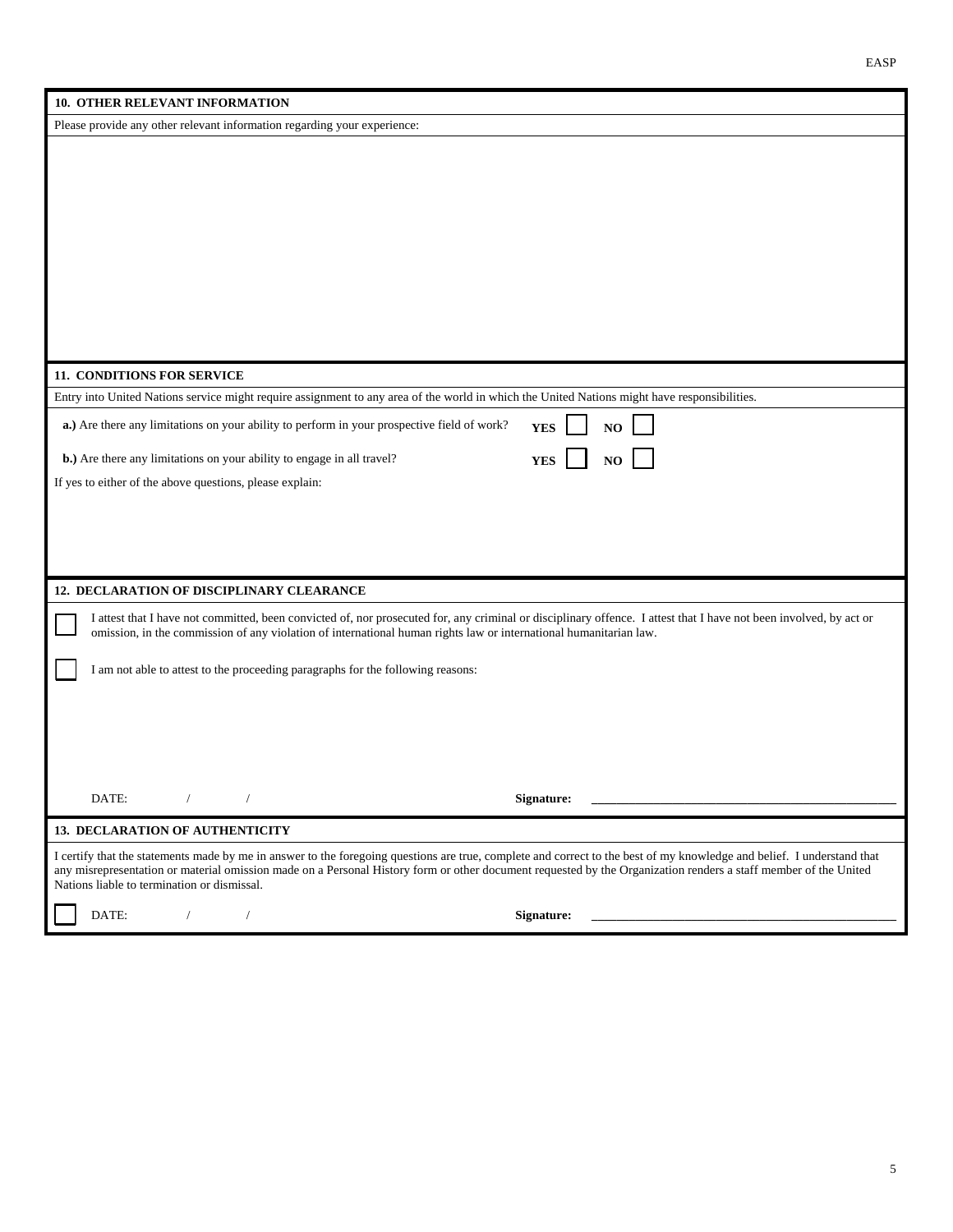## 10. OTHER RELEVANT INFORMATION

Please provide any other relevant information regarding your experience:

## 11. CONDITIONS FOR SERVICE

Entry into United Nations service might require assignment to any area of the world in which the United Nations might have responsibilities.

**a.)** Are there any limitations on your ability to perform in your prospective field of work? **YES** ☐ **NO** ☐

**b.)** Are there any limitations on your ability to engage in all travel? **YES** ☐ **NO** ☐

If yes to either of the above questions, please explain:

## 12. DECLARATION OF DISCIPLINARY CLEARANCE

☐ I attest that I have not committed, been convicted of, nor prosecuted for, any criminal or disciplinary offence. I attest that I have not been involved, by act or omission, in the commission of any violation of international human rights law or international humanitarian law.

☐ I am not able to attest to the proceeding paragraphs for the following reasons:

DATE: / / **Signature:** ______________________________

## 13. DECLARATION OF AUTHENTICITY

I certify that the statements made by me in answer to the foregoing questions are true, complete and correct to the best of my knowledge and belief. I understand that any misrepresentation or material omission made on a Personal History form or other document requested by the Organization renders a staff member of the United Nations liable to termination or dismissal.

☐ DATE: / / **Signature:** ______________________________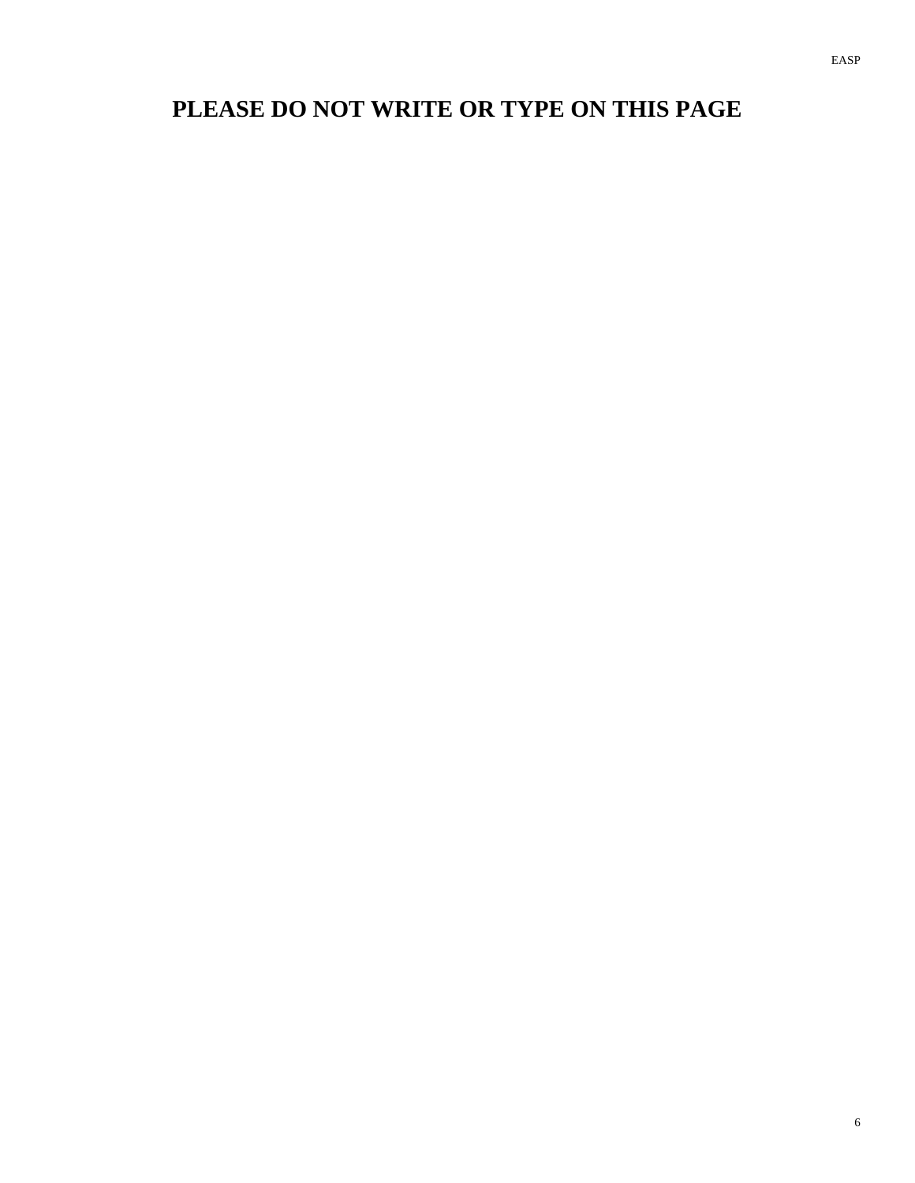# PLEASE DO NOT WRITE OR TYPE ON THIS PAGE